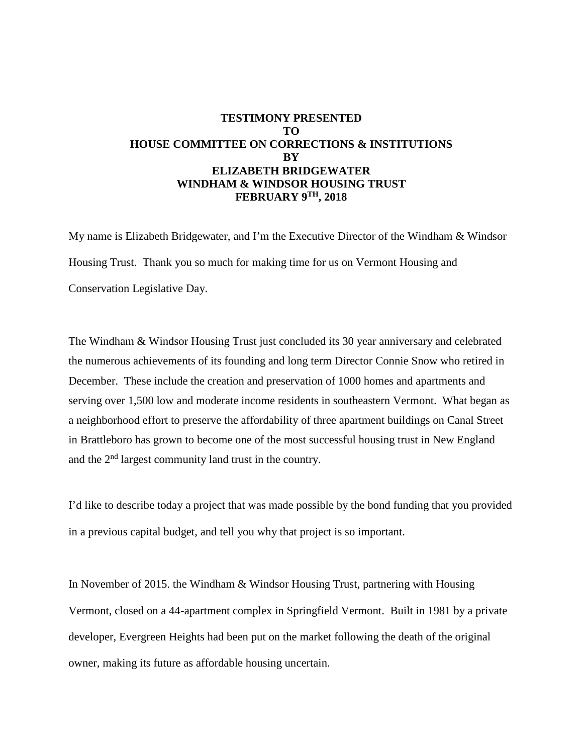**TESTIMONY PRESENTED**
**TO**
**HOUSE COMMITTEE ON CORRECTIONS & INSTITUTIONS**
**BY**
**ELIZABETH BRIDGEWATER**
**WINDHAM & WINDSOR HOUSING TRUST**
**FEBRUARY 9TH, 2018**

My name is Elizabeth Bridgewater, and I'm the Executive Director of the Windham & Windsor Housing Trust. Thank you so much for making time for us on Vermont Housing and Conservation Legislative Day.

The Windham & Windsor Housing Trust just concluded its 30 year anniversary and celebrated the numerous achievements of its founding and long term Director Connie Snow who retired in December. These include the creation and preservation of 1000 homes and apartments and serving over 1,500 low and moderate income residents in southeastern Vermont. What began as a neighborhood effort to preserve the affordability of three apartment buildings on Canal Street in Brattleboro has grown to become one of the most successful housing trust in New England and the 2nd largest community land trust in the country.

I'd like to describe today a project that was made possible by the bond funding that you provided in a previous capital budget, and tell you why that project is so important.

In November of 2015. the Windham & Windsor Housing Trust, partnering with Housing Vermont, closed on a 44-apartment complex in Springfield Vermont. Built in 1981 by a private developer, Evergreen Heights had been put on the market following the death of the original owner, making its future as affordable housing uncertain.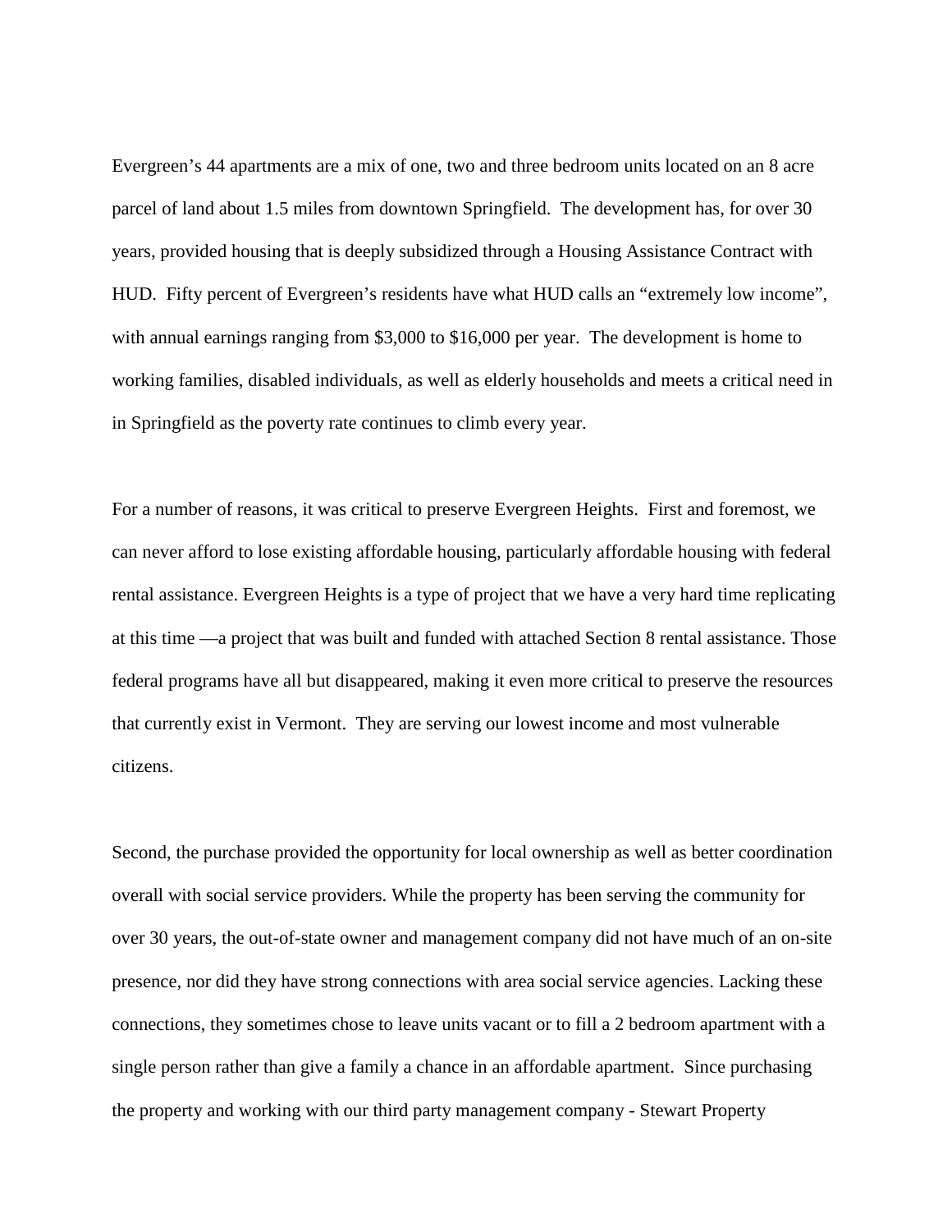Evergreen's 44 apartments are a mix of one, two and three bedroom units located on an 8 acre parcel of land about 1.5 miles from downtown Springfield. The development has, for over 30 years, provided housing that is deeply subsidized through a Housing Assistance Contract with HUD. Fifty percent of Evergreen's residents have what HUD calls an "extremely low income", with annual earnings ranging from $3,000 to $16,000 per year. The development is home to working families, disabled individuals, as well as elderly households and meets a critical need in in Springfield as the poverty rate continues to climb every year.

For a number of reasons, it was critical to preserve Evergreen Heights. First and foremost, we can never afford to lose existing affordable housing, particularly affordable housing with federal rental assistance. Evergreen Heights is a type of project that we have a very hard time replicating at this time —a project that was built and funded with attached Section 8 rental assistance. Those federal programs have all but disappeared, making it even more critical to preserve the resources that currently exist in Vermont. They are serving our lowest income and most vulnerable citizens.

Second, the purchase provided the opportunity for local ownership as well as better coordination overall with social service providers. While the property has been serving the community for over 30 years, the out-of-state owner and management company did not have much of an on-site presence, nor did they have strong connections with area social service agencies. Lacking these connections, they sometimes chose to leave units vacant or to fill a 2 bedroom apartment with a single person rather than give a family a chance in an affordable apartment. Since purchasing the property and working with our third party management company - Stewart Property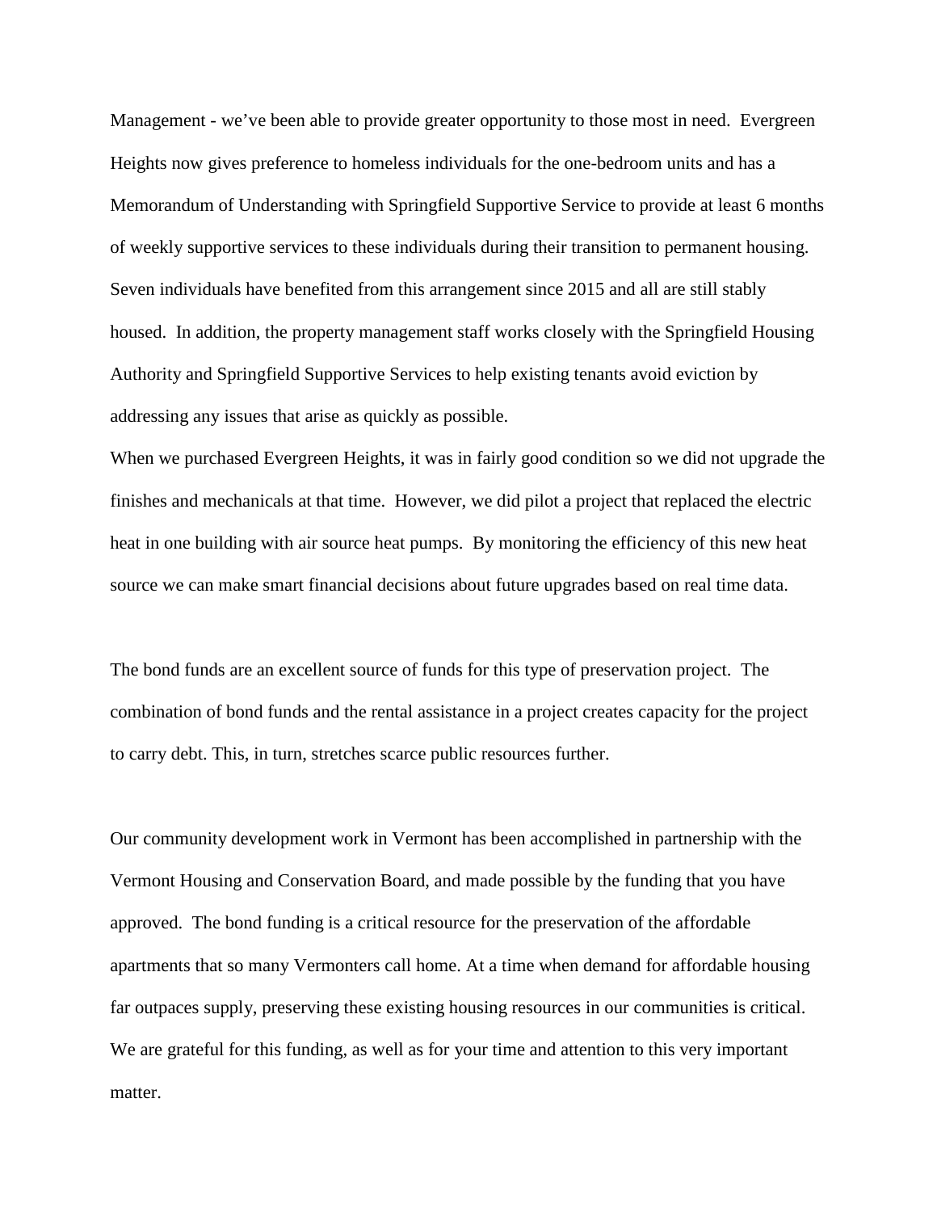Management - we've been able to provide greater opportunity to those most in need. Evergreen Heights now gives preference to homeless individuals for the one-bedroom units and has a Memorandum of Understanding with Springfield Supportive Service to provide at least 6 months of weekly supportive services to these individuals during their transition to permanent housing. Seven individuals have benefited from this arrangement since 2015 and all are still stably housed. In addition, the property management staff works closely with the Springfield Housing Authority and Springfield Supportive Services to help existing tenants avoid eviction by addressing any issues that arise as quickly as possible.

When we purchased Evergreen Heights, it was in fairly good condition so we did not upgrade the finishes and mechanicals at that time. However, we did pilot a project that replaced the electric heat in one building with air source heat pumps. By monitoring the efficiency of this new heat source we can make smart financial decisions about future upgrades based on real time data.

The bond funds are an excellent source of funds for this type of preservation project. The combination of bond funds and the rental assistance in a project creates capacity for the project to carry debt. This, in turn, stretches scarce public resources further.

Our community development work in Vermont has been accomplished in partnership with the Vermont Housing and Conservation Board, and made possible by the funding that you have approved. The bond funding is a critical resource for the preservation of the affordable apartments that so many Vermonters call home. At a time when demand for affordable housing far outpaces supply, preserving these existing housing resources in our communities is critical. We are grateful for this funding, as well as for your time and attention to this very important matter.